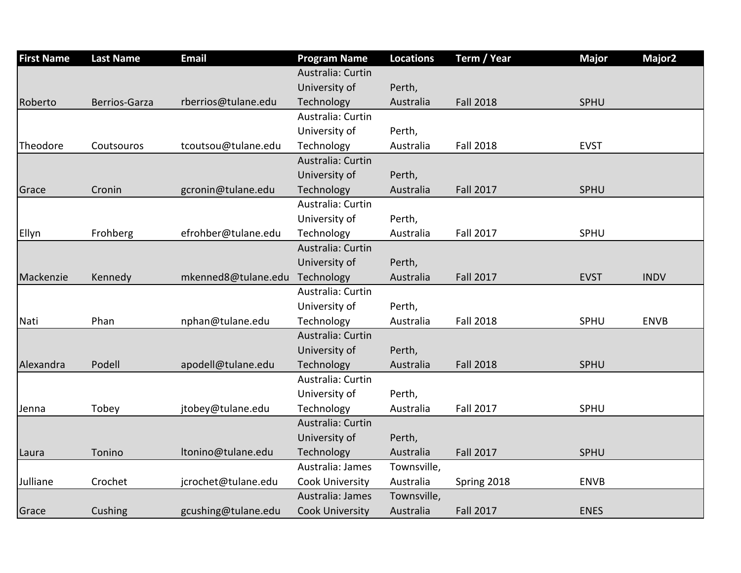| First Name | Last Name | Email | Program Name | Locations | Term / Year | Major | Major2 |
| --- | --- | --- | --- | --- | --- | --- | --- |
| Roberto | Berrios-Garza | rberrios@tulane.edu | Australia: Curtin University of Technology | Perth, Australia | Fall 2018 | SPHU | |
| Theodore | Coutsouros | tcoutsou@tulane.edu | Australia: Curtin University of Technology | Perth, Australia | Fall 2018 | EVST | |
| Grace | Cronin | gcronin@tulane.edu | Australia: Curtin University of Technology | Perth, Australia | Fall 2017 | SPHU | |
| Ellyn | Frohberg | efrohber@tulane.edu | Australia: Curtin University of Technology | Perth, Australia | Fall 2017 | SPHU | |
| Mackenzie | Kennedy | mkenned8@tulane.edu | Australia: Curtin University of Technology | Perth, Australia | Fall 2017 | EVST | INDV |
| Nati | Phan | nphan@tulane.edu | Australia: Curtin University of Technology | Perth, Australia | Fall 2018 | SPHU | ENVB |
| Alexandra | Podell | apodell@tulane.edu | Australia: Curtin University of Technology | Perth, Australia | Fall 2018 | SPHU | |
| Jenna | Tobey | jtobey@tulane.edu | Australia: Curtin University of Technology | Perth, Australia | Fall 2017 | SPHU | |
| Laura | Tonino | ltonino@tulane.edu | Australia: Curtin University of Technology | Perth, Australia | Fall 2017 | SPHU | |
| Julliane | Crochet | jcrochet@tulane.edu | Australia: James Cook University | Townsville, Australia | Spring 2018 | ENVB | |
| Grace | Cushing | gcushing@tulane.edu | Australia: James Cook University | Townsville, Australia | Fall 2017 | ENES | |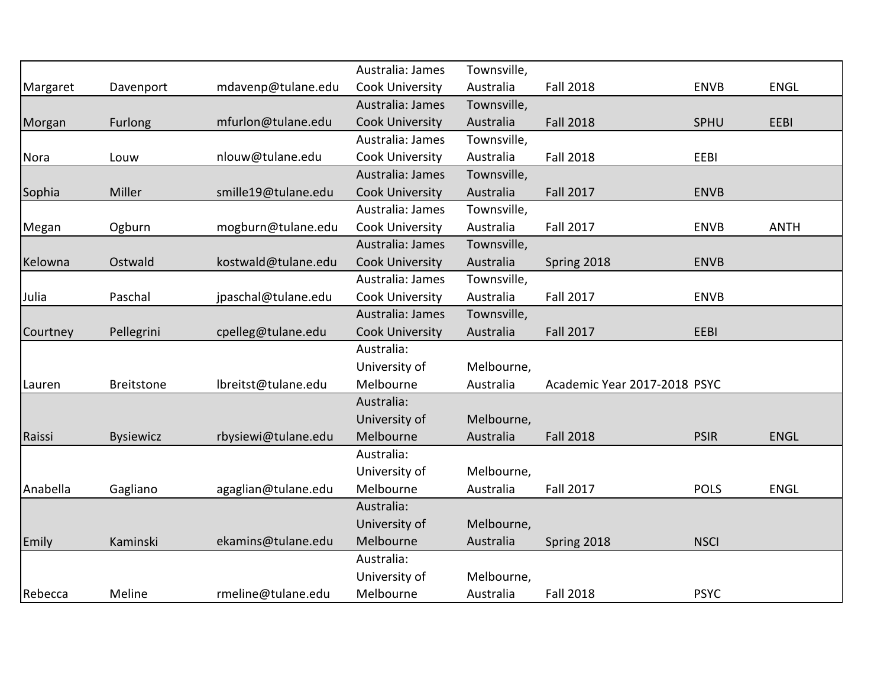| | | | | | | | |
|---|---|---|---|---|---|---|---|
| Margaret | Davenport | mdavenp@tulane.edu | Australia: James Cook University | Townsville, Australia | Fall 2018 | ENVB | ENGL |
| Morgan | Furlong | mfurlon@tulane.edu | Australia: James Cook University | Townsville, Australia | Fall 2018 | SPHU | EEBI |
| Nora | Louw | nlouw@tulane.edu | Australia: James Cook University | Townsville, Australia | Fall 2018 | EEBI | |
| Sophia | Miller | smille19@tulane.edu | Australia: James Cook University | Townsville, Australia | Fall 2017 | ENVB | |
| Megan | Ogburn | mogburn@tulane.edu | Australia: James Cook University | Townsville, Australia | Fall 2017 | ENVB | ANTH |
| Kelowna | Ostwald | kostwald@tulane.edu | Australia: James Cook University | Townsville, Australia | Spring 2018 | ENVB | |
| Julia | Paschal | jpaschal@tulane.edu | Australia: James Cook University | Townsville, Australia | Fall 2017 | ENVB | |
| Courtney | Pellegrini | cpelleg@tulane.edu | Australia: James Cook University | Townsville, Australia | Fall 2017 | EEBI | |
| Lauren | Breitstone | lbreitst@tulane.edu | Australia: University of Melbourne | Melbourne, Australia | Academic Year 2017-2018 | PSYC | |
| Raissi | Bysiewicz | rbysiewi@tulane.edu | Australia: University of Melbourne | Melbourne, Australia | Fall 2018 | PSIR | ENGL |
| Anabella | Gagliano | agaglian@tulane.edu | Australia: University of Melbourne | Melbourne, Australia | Fall 2017 | POLS | ENGL |
| Emily | Kaminski | ekamins@tulane.edu | Australia: University of Melbourne | Melbourne, Australia | Spring 2018 | NSCI | |
| Rebecca | Meline | rmeline@tulane.edu | Australia: University of Melbourne | Melbourne, Australia | Fall 2018 | PSYC | |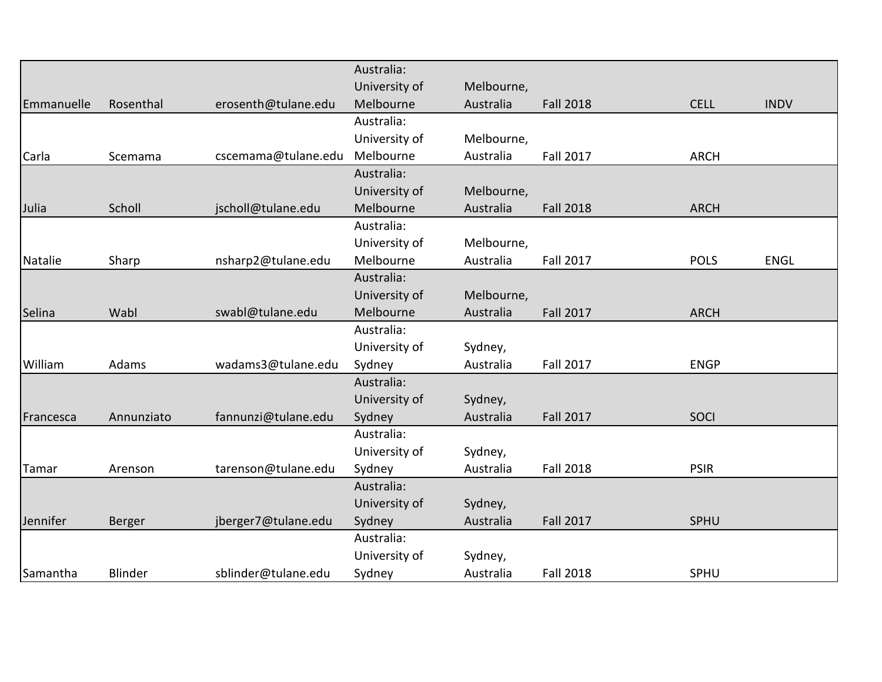| | | | | | | | |
|---|---|---|---|---|---|---|---|
| Emmanuelle | Rosenthal | erosenth@tulane.edu | Australia: University of Melbourne | Melbourne, Australia | Fall 2018 | CELL | INDV |
| Carla | Scemama | cscemama@tulane.edu | Australia: University of Melbourne | Melbourne, Australia | Fall 2017 | ARCH | |
| Julia | Scholl | jscholl@tulane.edu | Australia: University of Melbourne | Melbourne, Australia | Fall 2018 | ARCH | |
| Natalie | Sharp | nsharp2@tulane.edu | Australia: University of Melbourne | Melbourne, Australia | Fall 2017 | POLS | ENGL |
| Selina | Wabl | swabl@tulane.edu | Australia: University of Melbourne | Melbourne, Australia | Fall 2017 | ARCH | |
| William | Adams | wadams3@tulane.edu | Australia: University of Sydney | Sydney, Australia | Fall 2017 | ENGP | |
| Francesca | Annunziato | fannunzi@tulane.edu | Australia: University of Sydney | Sydney, Australia | Fall 2017 | SOCI | |
| Tamar | Arenson | tarenson@tulane.edu | Australia: University of Sydney | Sydney, Australia | Fall 2018 | PSIR | |
| Jennifer | Berger | jberger7@tulane.edu | Australia: University of Sydney | Sydney, Australia | Fall 2017 | SPHU | |
| Samantha | Blinder | sblinder@tulane.edu | Australia: University of Sydney | Sydney, Australia | Fall 2018 | SPHU | |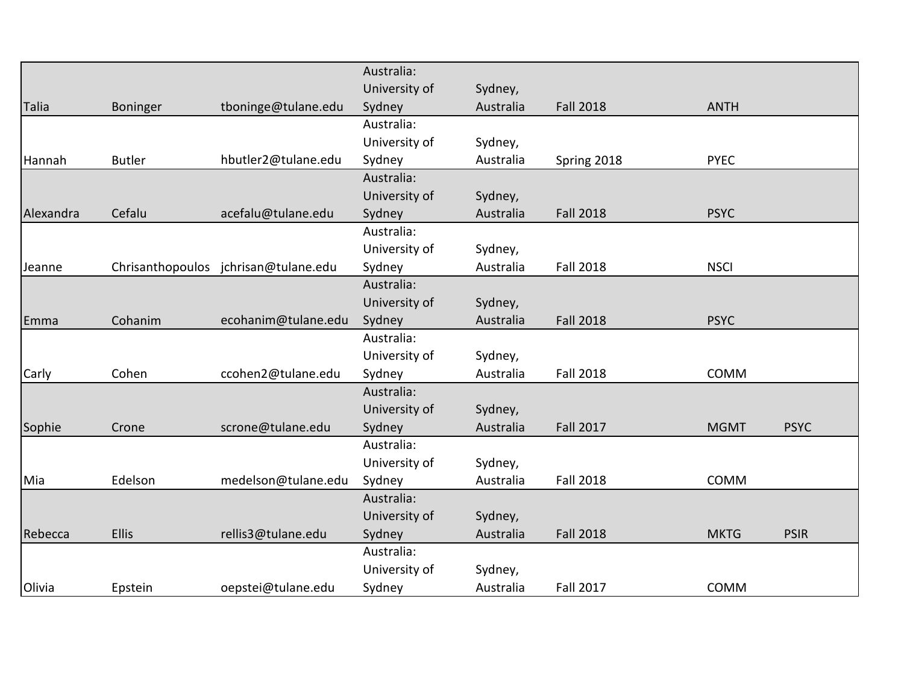| | | | | | | | |
|---|---|---|---|---|---|---|---|
| Talia | Boninger | tboninge@tulane.edu | Australia: University of Sydney | Sydney, Australia | Fall 2018 | ANTH | |
| Hannah | Butler | hbutler2@tulane.edu | Australia: University of Sydney | Sydney, Australia | Spring 2018 | PYEC | |
| Alexandra | Cefalu | acefalu@tulane.edu | Australia: University of Sydney | Sydney, Australia | Fall 2018 | PSYC | |
| Jeanne | Chrisanthopoulos | jchrisan@tulane.edu | Australia: University of Sydney | Sydney, Australia | Fall 2018 | NSCI | |
| Emma | Cohanim | ecohanim@tulane.edu | Australia: University of Sydney | Sydney, Australia | Fall 2018 | PSYC | |
| Carly | Cohen | ccohen2@tulane.edu | Australia: University of Sydney | Sydney, Australia | Fall 2018 | COMM | |
| Sophie | Crone | scrone@tulane.edu | Australia: University of Sydney | Sydney, Australia | Fall 2017 | MGMT | PSYC |
| Mia | Edelson | medelson@tulane.edu | Australia: University of Sydney | Sydney, Australia | Fall 2018 | COMM | |
| Rebecca | Ellis | rellis3@tulane.edu | Australia: University of Sydney | Sydney, Australia | Fall 2018 | MKTG | PSIR |
| Olivia | Epstein | oepstei@tulane.edu | Australia: University of Sydney | Sydney, Australia | Fall 2017 | COMM | |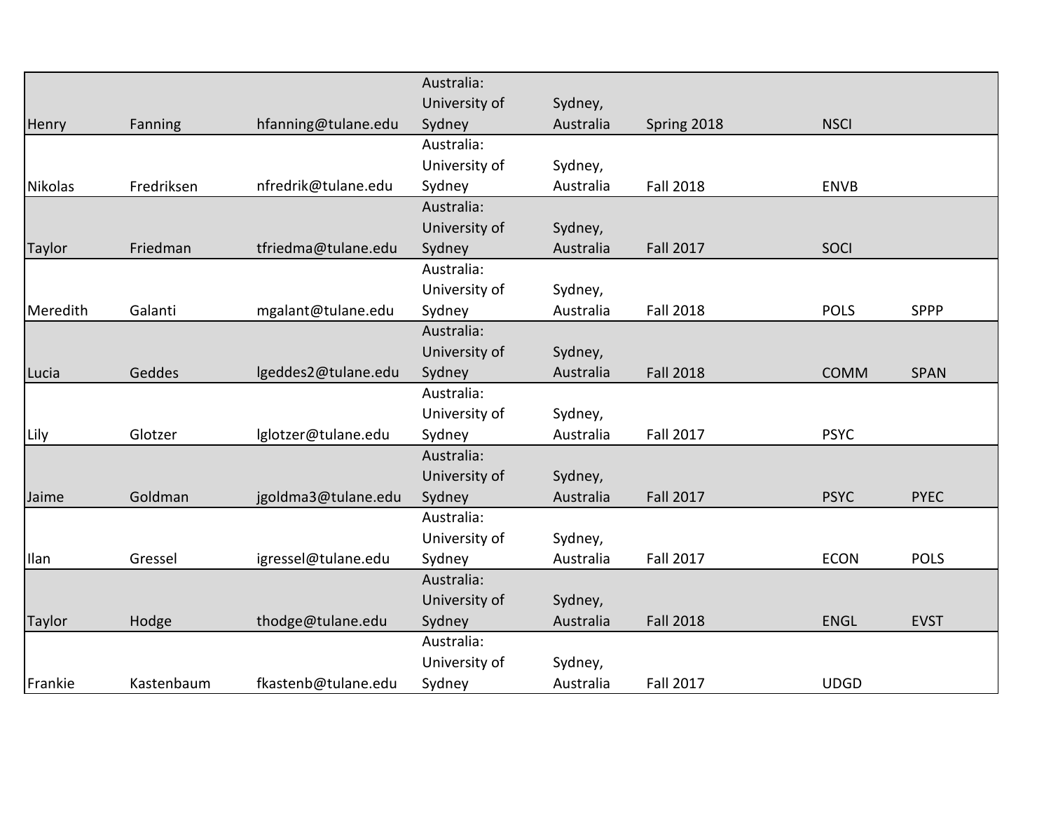| | | | | | | | |
|---|---|---|---|---|---|---|---|
| Henry | Fanning | hfanning@tulane.edu | Australia: University of Sydney | Sydney, Australia | Spring 2018 | NSCI | |
| Nikolas | Fredriksen | nfredrik@tulane.edu | Australia: University of Sydney | Sydney, Australia | Fall 2018 | ENVB | |
| Taylor | Friedman | tfriedma@tulane.edu | Australia: University of Sydney | Sydney, Australia | Fall 2017 | SOCI | |
| Meredith | Galanti | mgalant@tulane.edu | Australia: University of Sydney | Sydney, Australia | Fall 2018 | POLS | SPPP |
| Lucia | Geddes | lgeddes2@tulane.edu | Australia: University of Sydney | Sydney, Australia | Fall 2018 | COMM | SPAN |
| Lily | Glotzer | lglotzer@tulane.edu | Australia: University of Sydney | Sydney, Australia | Fall 2017 | PSYC | |
| Jaime | Goldman | jgoldma3@tulane.edu | Australia: University of Sydney | Sydney, Australia | Fall 2017 | PSYC | PYEC |
| Ilan | Gressel | igressel@tulane.edu | Australia: University of Sydney | Sydney, Australia | Fall 2017 | ECON | POLS |
| Taylor | Hodge | thodge@tulane.edu | Australia: University of Sydney | Sydney, Australia | Fall 2018 | ENGL | EVST |
| Frankie | Kastenbaum | fkastenb@tulane.edu | Australia: University of Sydney | Sydney, Australia | Fall 2017 | UDGD | |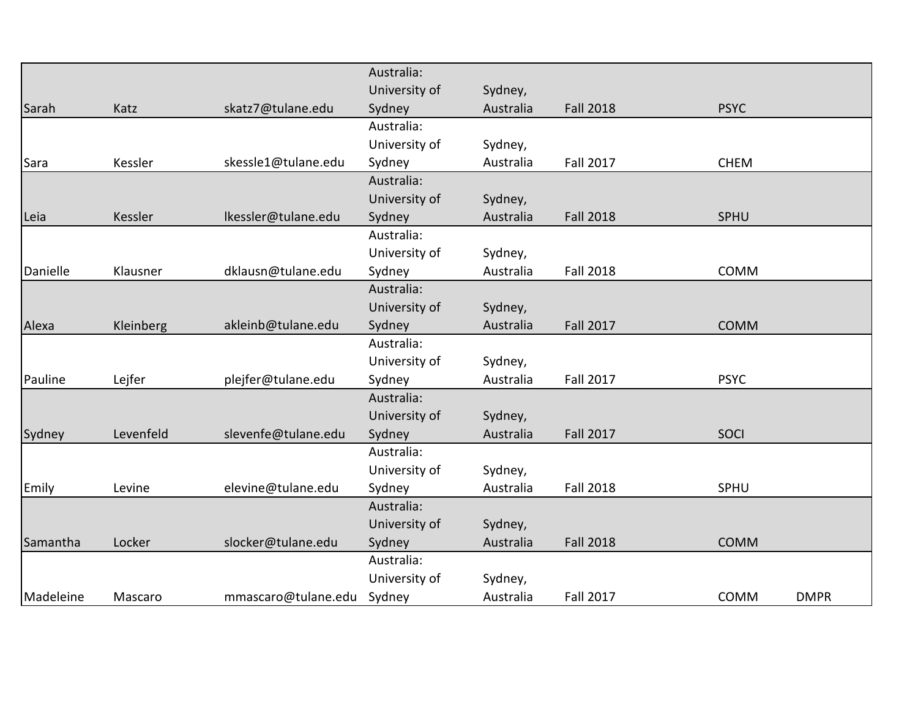| | | | | | | | |
|---|---|---|---|---|---|---|---|
| Sarah | Katz | skatz7@tulane.edu | Australia: University of Sydney | Sydney, Australia | Fall 2018 | PSYC | |
| Sara | Kessler | skessle1@tulane.edu | Australia: University of Sydney | Sydney, Australia | Fall 2017 | CHEM | |
| Leia | Kessler | lkessler@tulane.edu | Australia: University of Sydney | Sydney, Australia | Fall 2018 | SPHU | |
| Danielle | Klausner | dklausn@tulane.edu | Australia: University of Sydney | Sydney, Australia | Fall 2018 | COMM | |
| Alexa | Kleinberg | akleinb@tulane.edu | Australia: University of Sydney | Sydney, Australia | Fall 2017 | COMM | |
| Pauline | Lejfer | plejfer@tulane.edu | Australia: University of Sydney | Sydney, Australia | Fall 2017 | PSYC | |
| Sydney | Levenfeld | slevenfe@tulane.edu | Australia: University of Sydney | Sydney, Australia | Fall 2017 | SOCI | |
| Emily | Levine | elevine@tulane.edu | Australia: University of Sydney | Sydney, Australia | Fall 2018 | SPHU | |
| Samantha | Locker | slocker@tulane.edu | Australia: University of Sydney | Sydney, Australia | Fall 2018 | COMM | |
| Madeleine | Mascaro | mmascaro@tulane.edu | Australia: University of Sydney | Sydney, Australia | Fall 2017 | COMM | DMPR |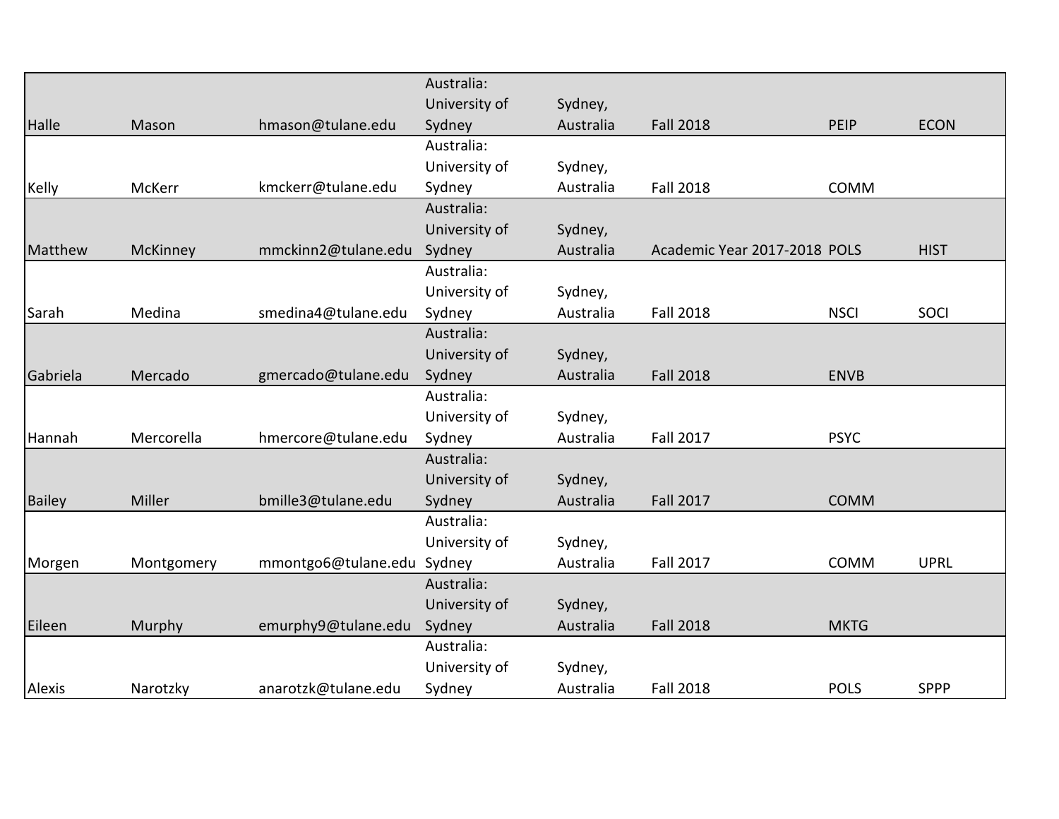| | | | | | | | |
|---|---|---|---|---|---|---|---|
| Halle | Mason | hmason@tulane.edu | Australia: University of Sydney | Sydney, Australia | Fall 2018 | PEIP | ECON |
| Kelly | McKerr | kmckerr@tulane.edu | Australia: University of Sydney | Sydney, Australia | Fall 2018 | COMM | |
| Matthew | McKinney | mmckinn2@tulane.edu | Australia: University of Sydney | Sydney, Australia | Academic Year 2017-2018 | POLS | HIST |
| Sarah | Medina | smedina4@tulane.edu | Australia: University of Sydney | Sydney, Australia | Fall 2018 | NSCI | SOCI |
| Gabriela | Mercado | gmercado@tulane.edu | Australia: University of Sydney | Sydney, Australia | Fall 2018 | ENVB | |
| Hannah | Mercorella | hmercore@tulane.edu | Australia: University of Sydney | Sydney, Australia | Fall 2017 | PSYC | |
| Bailey | Miller | bmille3@tulane.edu | Australia: University of Sydney | Sydney, Australia | Fall 2017 | COMM | |
| Morgen | Montgomery | mmontgo6@tulane.edu | Australia: University of Sydney | Sydney, Australia | Fall 2017 | COMM | UPRL |
| Eileen | Murphy | emurphy9@tulane.edu | Australia: University of Sydney | Sydney, Australia | Fall 2018 | MKTG | |
| Alexis | Narotzky | anarotzk@tulane.edu | Australia: University of Sydney | Sydney, Australia | Fall 2018 | POLS | SPPP |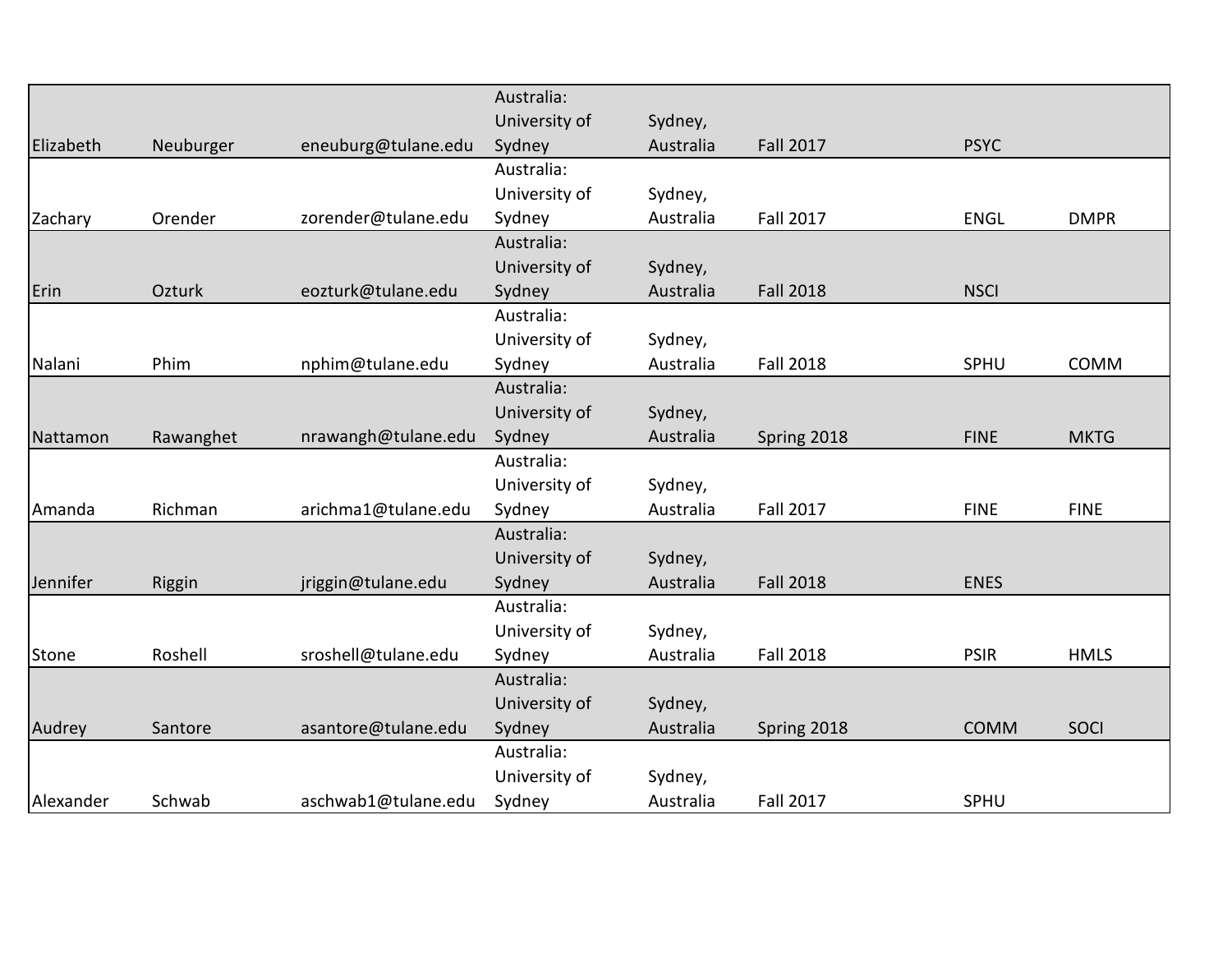| | | | | | | | |
|---|---|---|---|---|---|---|---|
| Elizabeth | Neuburger | eneuburg@tulane.edu | Australia: University of Sydney | Sydney, Australia | Fall 2017 | PSYC | |
| Zachary | Orender | zorender@tulane.edu | Australia: University of Sydney | Sydney, Australia | Fall 2017 | ENGL | DMPR |
| Erin | Ozturk | eozturk@tulane.edu | Australia: University of Sydney | Sydney, Australia | Fall 2018 | NSCI | |
| Nalani | Phim | nphim@tulane.edu | Australia: University of Sydney | Sydney, Australia | Fall 2018 | SPHU | COMM |
| Nattamon | Rawanghet | nrawangh@tulane.edu | Australia: University of Sydney | Sydney, Australia | Spring 2018 | FINE | MKTG |
| Amanda | Richman | arichma1@tulane.edu | Australia: University of Sydney | Sydney, Australia | Fall 2017 | FINE | FINE |
| Jennifer | Riggin | jriggin@tulane.edu | Australia: University of Sydney | Sydney, Australia | Fall 2018 | ENES | |
| Stone | Roshell | sroshell@tulane.edu | Australia: University of Sydney | Sydney, Australia | Fall 2018 | PSIR | HMLS |
| Audrey | Santore | asantore@tulane.edu | Australia: University of Sydney | Sydney, Australia | Spring 2018 | COMM | SOCI |
| Alexander | Schwab | aschwab1@tulane.edu | Australia: University of Sydney | Sydney, Australia | Fall 2017 | SPHU | |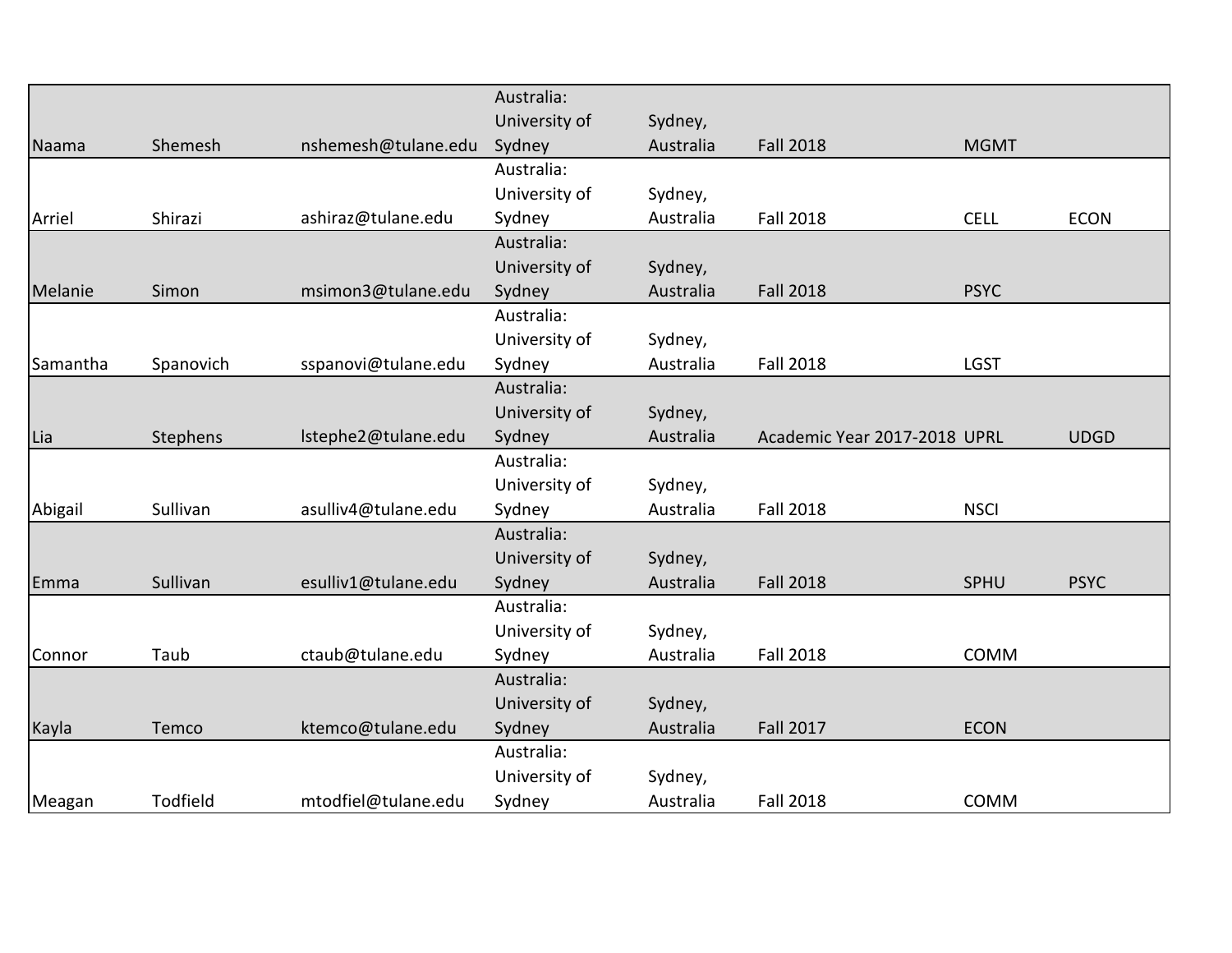| | | | | | | | |
|---|---|---|---|---|---|---|---|
| Naama | Shemesh | nshemesh@tulane.edu | Australia: University of Sydney | Sydney, Australia | Fall 2018 | MGMT | |
| Arriel | Shirazi | ashiraz@tulane.edu | Australia: University of Sydney | Sydney, Australia | Fall 2018 | CELL | ECON |
| Melanie | Simon | msimon3@tulane.edu | Australia: University of Sydney | Sydney, Australia | Fall 2018 | PSYC | |
| Samantha | Spanovich | sspanovi@tulane.edu | Australia: University of Sydney | Sydney, Australia | Fall 2018 | LGST | |
| Lia | Stephens | lstephe2@tulane.edu | Australia: University of Sydney | Sydney, Australia | Academic Year 2017-2018 | UPRL | UDGD |
| Abigail | Sullivan | asulliv4@tulane.edu | Australia: University of Sydney | Sydney, Australia | Fall 2018 | NSCI | |
| Emma | Sullivan | esulliv1@tulane.edu | Australia: University of Sydney | Sydney, Australia | Fall 2018 | SPHU | PSYC |
| Connor | Taub | ctaub@tulane.edu | Australia: University of Sydney | Sydney, Australia | Fall 2018 | COMM | |
| Kayla | Temco | ktemco@tulane.edu | Australia: University of Sydney | Sydney, Australia | Fall 2017 | ECON | |
| Meagan | Todfield | mtodfiel@tulane.edu | Australia: University of Sydney | Sydney, Australia | Fall 2018 | COMM | |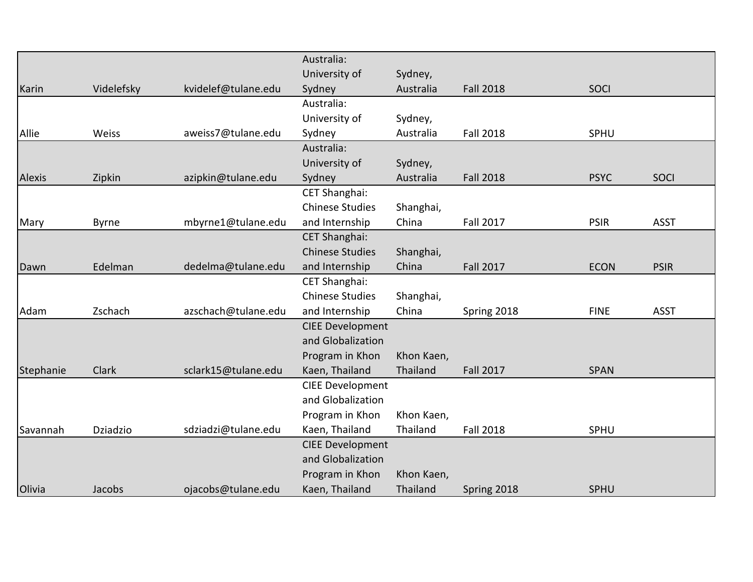| | | | | | | | |
|---|---|---|---|---|---|---|---|
| Karin | Videlefsky | kvidelef@tulane.edu | Australia: University of Sydney | Sydney, Australia | Fall 2018 | SOCI | |
| Allie | Weiss | aweiss7@tulane.edu | Australia: University of Sydney | Sydney, Australia | Fall 2018 | SPHU | |
| Alexis | Zipkin | azipkin@tulane.edu | Australia: University of Sydney | Sydney, Australia | Fall 2018 | PSYC | SOCI |
| Mary | Byrne | mbyrne1@tulane.edu | CET Shanghai: Chinese Studies and Internship | Shanghai, China | Fall 2017 | PSIR | ASST |
| Dawn | Edelman | dedelma@tulane.edu | CET Shanghai: Chinese Studies and Internship | Shanghai, China | Fall 2017 | ECON | PSIR |
| Adam | Zschach | azschach@tulane.edu | CET Shanghai: Chinese Studies and Internship | Shanghai, China | Spring 2018 | FINE | ASST |
| Stephanie | Clark | sclark15@tulane.edu | CIEE Development and Globalization Program in Khon Kaen, Thailand | Khon Kaen, Thailand | Fall 2017 | SPAN | |
| Savannah | Dziadzio | sdziadzi@tulane.edu | CIEE Development and Globalization Program in Khon Kaen, Thailand | Khon Kaen, Thailand | Fall 2018 | SPHU | |
| Olivia | Jacobs | ojacobs@tulane.edu | CIEE Development and Globalization Program in Khon Kaen, Thailand | Khon Kaen, Thailand | Spring 2018 | SPHU | |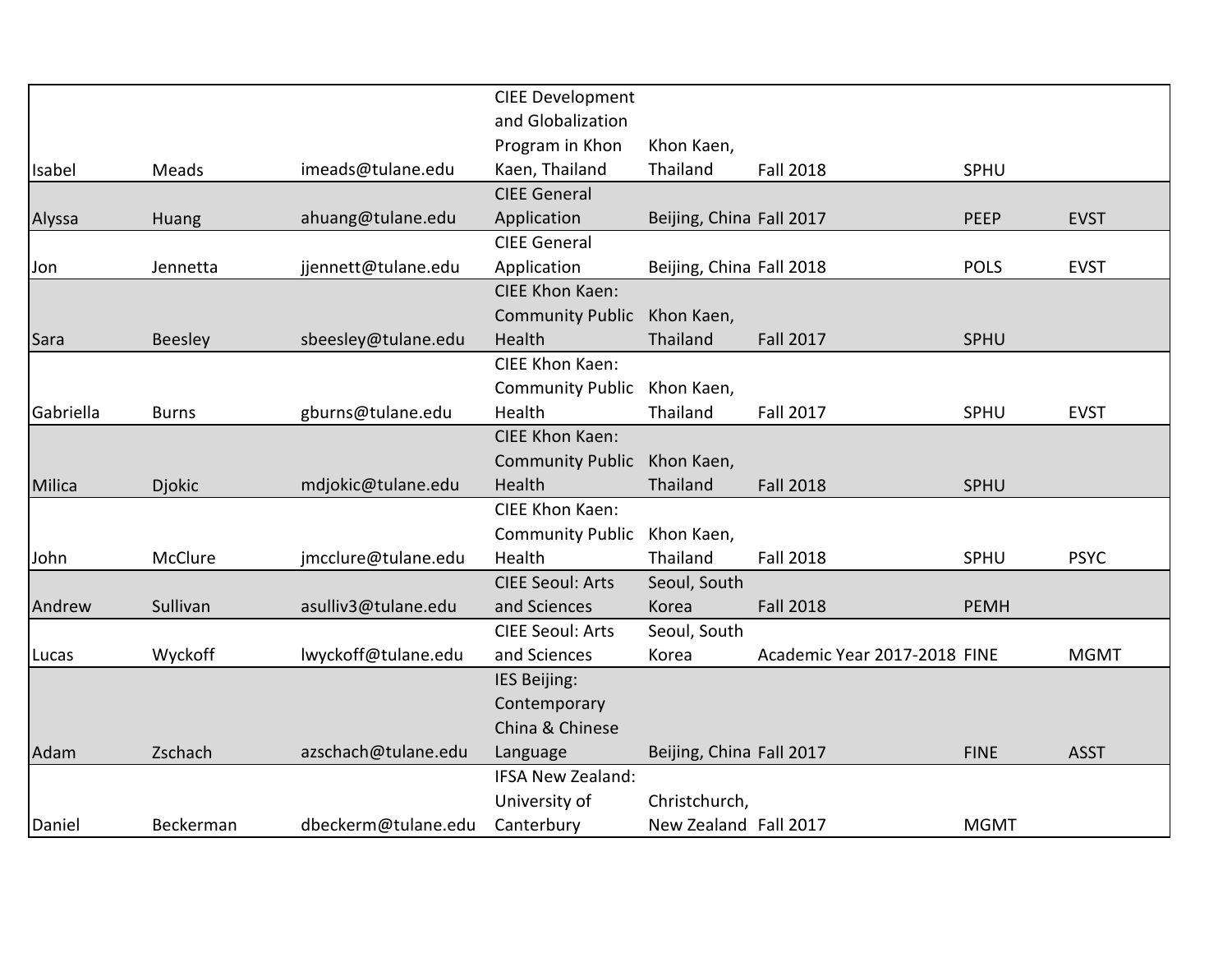| | | | | | | | |
|---|---|---|---|---|---|---|---|
| Isabel | Meads | imeads@tulane.edu | CIEE Development and Globalization Program in Khon Kaen, Thailand | Khon Kaen, Thailand | Fall 2018 | SPHU | |
| Alyssa | Huang | ahuang@tulane.edu | CIEE General Application | Beijing, China | Fall 2017 | PEEP | EVST |
| Jon | Jennetta | jjennett@tulane.edu | CIEE General Application | Beijing, China | Fall 2018 | POLS | EVST |
| Sara | Beesley | sbeesley@tulane.edu | CIEE Khon Kaen: Community Public Health | Khon Kaen, Thailand | Fall 2017 | SPHU | |
| Gabriella | Burns | gburns@tulane.edu | CIEE Khon Kaen: Community Public Health | Khon Kaen, Thailand | Fall 2017 | SPHU | EVST |
| Milica | Djokic | mdjokic@tulane.edu | CIEE Khon Kaen: Community Public Health | Khon Kaen, Thailand | Fall 2018 | SPHU | |
| John | McClure | jmcclure@tulane.edu | CIEE Khon Kaen: Community Public Health | Khon Kaen, Thailand | Fall 2018 | SPHU | PSYC |
| Andrew | Sullivan | asulliv3@tulane.edu | CIEE Seoul: Arts and Sciences | Seoul, South Korea | Fall 2018 | PEMH | |
| Lucas | Wyckoff | lwyckoff@tulane.edu | CIEE Seoul: Arts and Sciences | Seoul, South Korea | Academic Year 2017-2018 | FINE | MGMT |
| Adam | Zschach | azschach@tulane.edu | IES Beijing: Contemporary China & Chinese Language | Beijing, China | Fall 2017 | FINE | ASST |
| Daniel | Beckerman | dbeckerm@tulane.edu | IFSA New Zealand: University of Canterbury | Christchurch, New Zealand | Fall 2017 | MGMT | |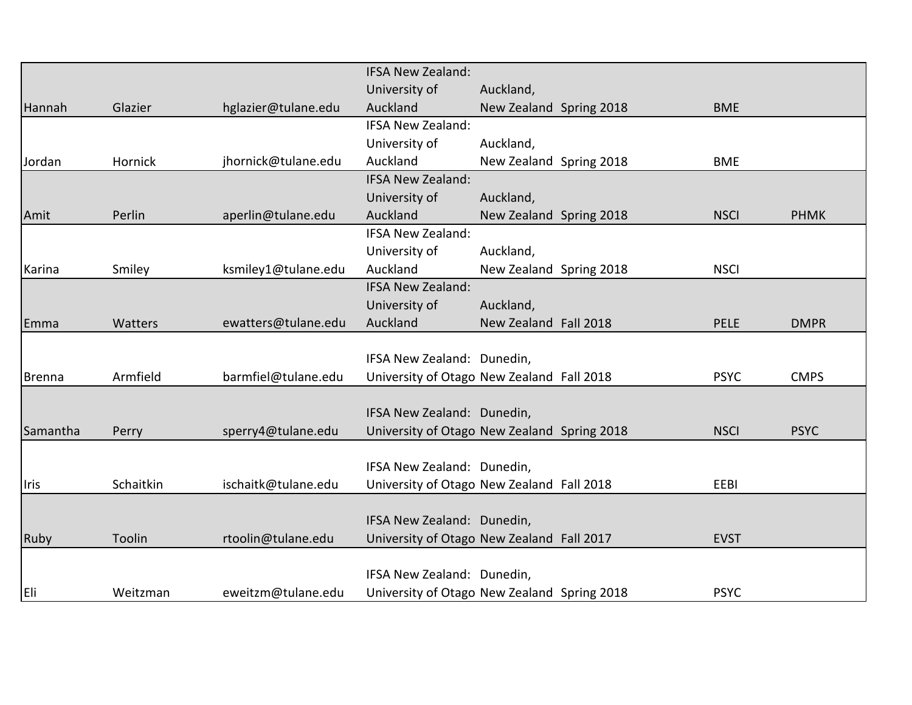| | | | | | | | |
|---|---|---|---|---|---|---|---|
| Hannah | Glazier | hglazier@tulane.edu | IFSA New Zealand: University of Auckland | Auckland, New Zealand | Spring 2018 | BME | |
| Jordan | Hornick | jhornick@tulane.edu | IFSA New Zealand: University of Auckland | Auckland, New Zealand | Spring 2018 | BME | |
| Amit | Perlin | aperlin@tulane.edu | IFSA New Zealand: University of Auckland | Auckland, New Zealand | Spring 2018 | NSCI | PHMK |
| Karina | Smiley | ksmiley1@tulane.edu | IFSA New Zealand: University of Auckland | Auckland, New Zealand | Spring 2018 | NSCI | |
| Emma | Watters | ewatters@tulane.edu | IFSA New Zealand: University of Auckland | Auckland, New Zealand | Fall 2018 | PELE | DMPR |
| Brenna | Armfield | barmfiel@tulane.edu | IFSA New Zealand: University of Otago | Dunedin, New Zealand | Fall 2018 | PSYC | CMPS |
| Samantha | Perry | sperry4@tulane.edu | IFSA New Zealand: University of Otago | Dunedin, New Zealand | Spring 2018 | NSCI | PSYC |
| Iris | Schaitkin | ischaitk@tulane.edu | IFSA New Zealand: University of Otago | Dunedin, New Zealand | Fall 2018 | EEBI | |
| Ruby | Toolin | rtoolin@tulane.edu | IFSA New Zealand: University of Otago | Dunedin, New Zealand | Fall 2017 | EVST | |
| Eli | Weitzman | eweitzm@tulane.edu | IFSA New Zealand: University of Otago | Dunedin, New Zealand | Spring 2018 | PSYC | |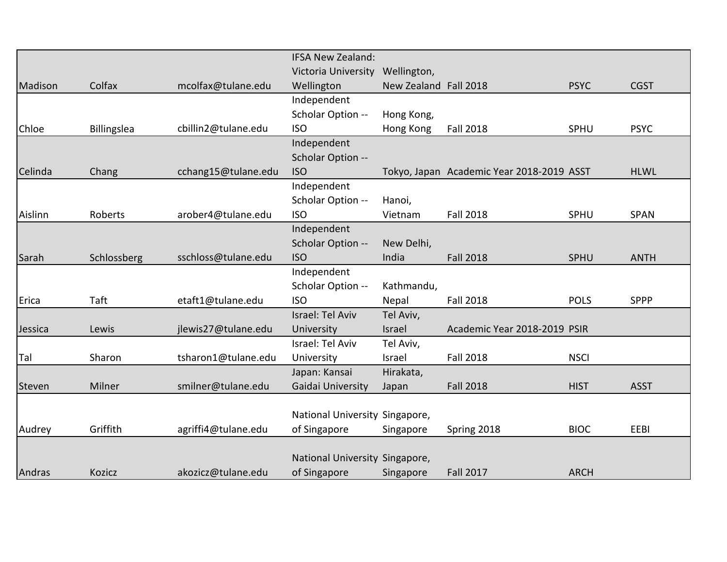| | | | | | | | |
|---|---|---|---|---|---|---|---|
| Madison | Colfax | mcolfax@tulane.edu | IFSA New Zealand: Victoria University Wellington | Wellington, New Zealand | Fall 2018 | PSYC | CGST |
| Chloe | Billingslea | cbillin2@tulane.edu | Independent Scholar Option -- ISO | Hong Kong, Hong Kong | Fall 2018 | SPHU | PSYC |
| Celinda | Chang | cchang15@tulane.edu | Independent Scholar Option -- ISO | Tokyo, Japan | Academic Year 2018-2019 | ASST | HLWL |
| Aislinn | Roberts | arober4@tulane.edu | Independent Scholar Option -- ISO | Hanoi, Vietnam | Fall 2018 | SPHU | SPAN |
| Sarah | Schlossberg | sschloss@tulane.edu | Independent Scholar Option -- ISO | New Delhi, India | Fall 2018 | SPHU | ANTH |
| Erica | Taft | etaft1@tulane.edu | Independent Scholar Option -- ISO | Kathmandu, Nepal | Fall 2018 | POLS | SPPP |
| Jessica | Lewis | jlewis27@tulane.edu | Israel: Tel Aviv University | Tel Aviv, Israel | Academic Year 2018-2019 | PSIR | |
| Tal | Sharon | tsharon1@tulane.edu | Israel: Tel Aviv University | Tel Aviv, Israel | Fall 2018 | NSCI | |
| Steven | Milner | smilner@tulane.edu | Japan: Kansai Gaidai University | Hirakata, Japan | Fall 2018 | HIST | ASST |
| Audrey | Griffith | agriffi4@tulane.edu | National University of Singapore | Singapore, Singapore | Spring 2018 | BIOC | EEBI |
| Andras | Kozicz | akozicz@tulane.edu | National University of Singapore | Singapore, Singapore | Fall 2017 | ARCH | |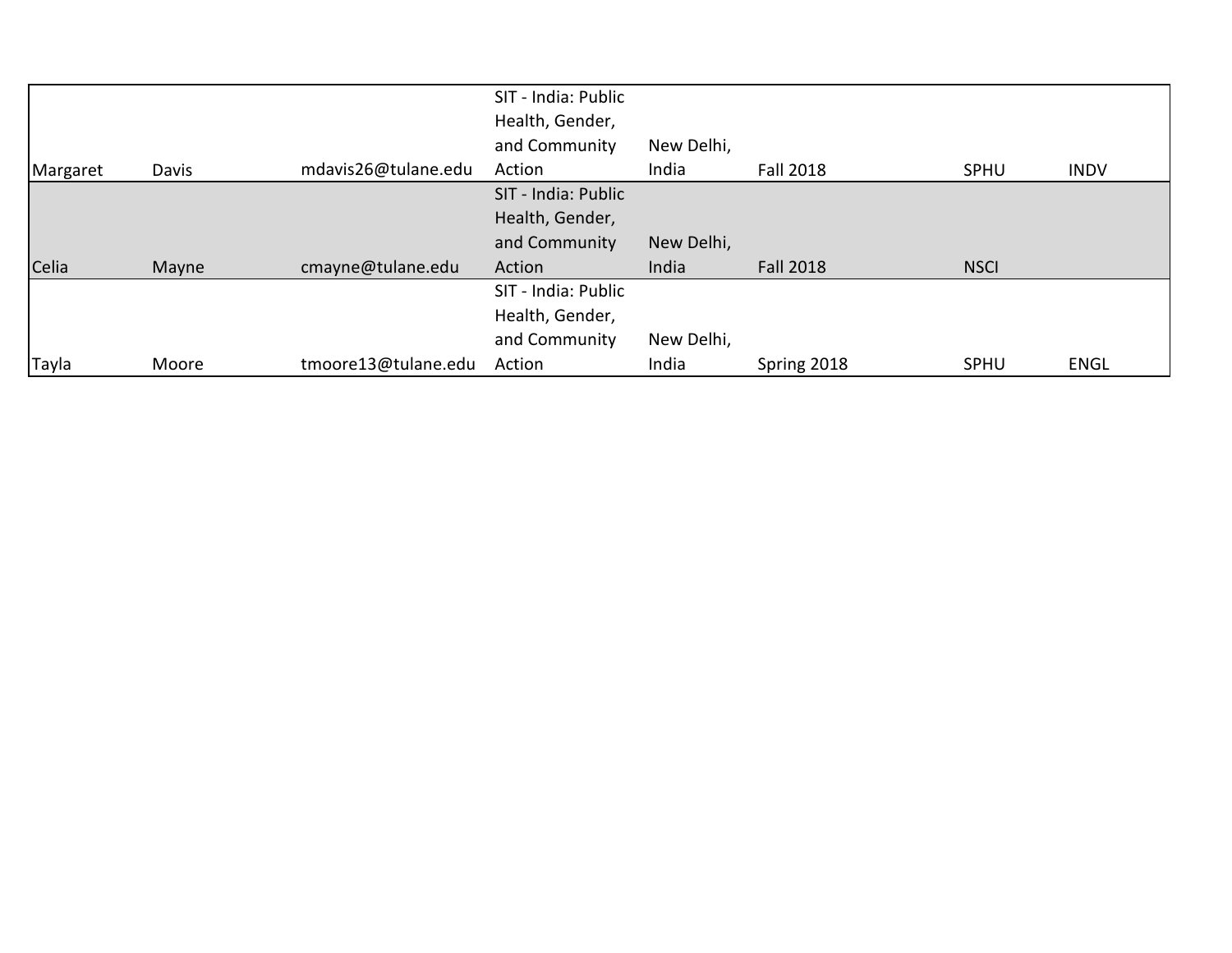| | | | | | | | |
|---|---|---|---|---|---|---|---|
| Margaret | Davis | mdavis26@tulane.edu | SIT - India: Public Health, Gender, and Community Action | New Delhi, India | Fall 2018 | SPHU | INDV |
| Celia | Mayne | cmayne@tulane.edu | SIT - India: Public Health, Gender, and Community Action | New Delhi, India | Fall 2018 | NSCI | |
| Tayla | Moore | tmoore13@tulane.edu | SIT - India: Public Health, Gender, and Community Action | New Delhi, India | Spring 2018 | SPHU | ENGL |